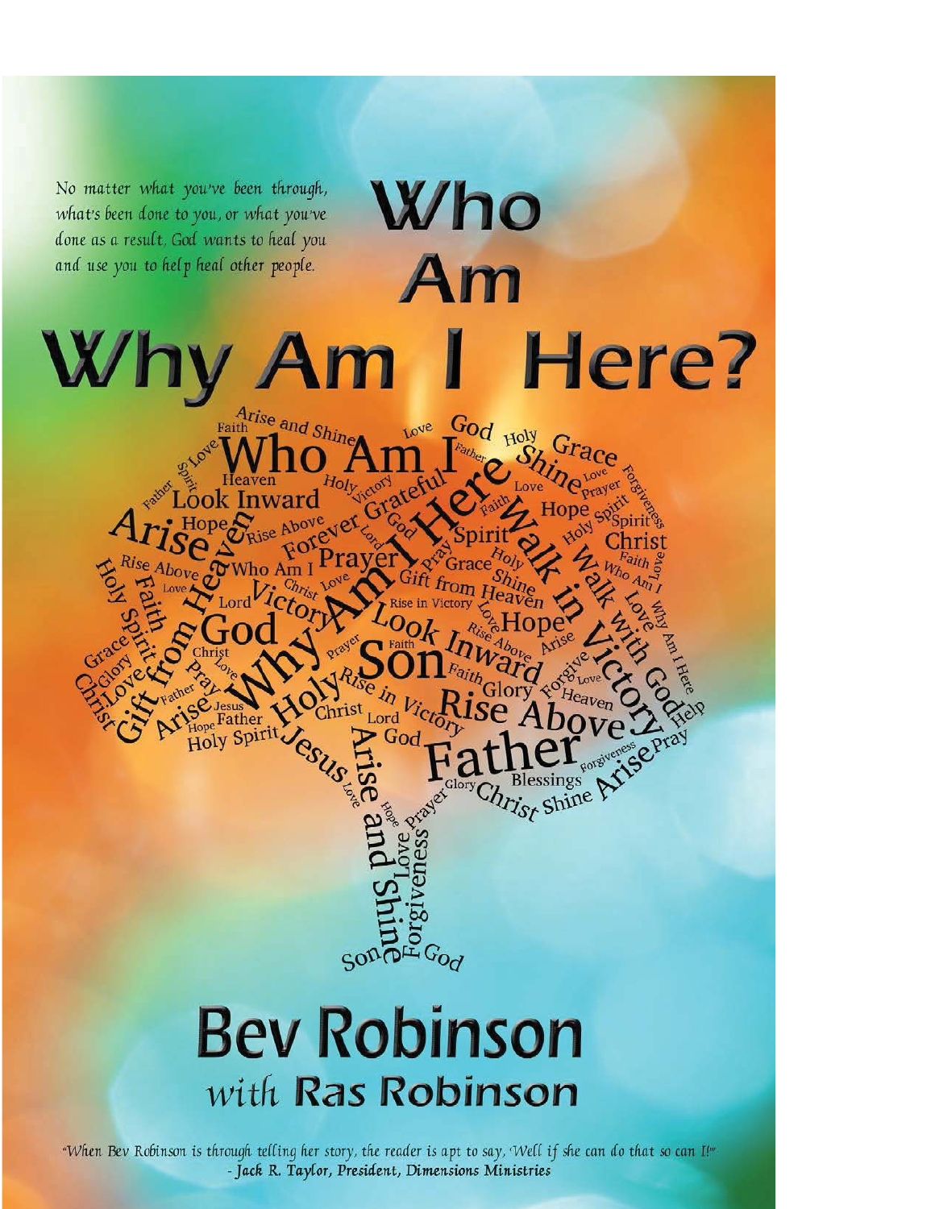No matter what you've been through, what's been done to you, or what you've done as a result, God wants to heal you and use you to help heal other people.

# Who Am I Why Am I Here?

## Bev Robinson

### with Ras Robinson

"When Bev Robinson is through telling her story, the reader is apt to say, 'Well if she can do that so can I!'"
- *Jack R. Taylor, President, Dimensions Ministries*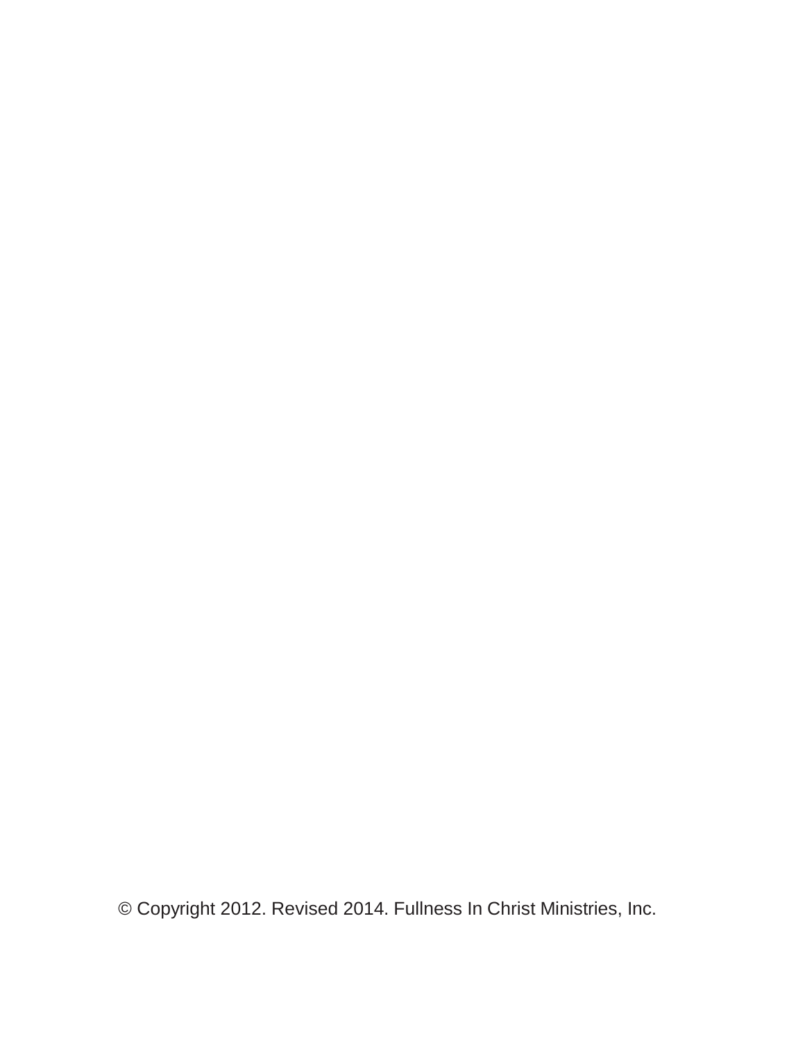© Copyright 2012. Revised 2014. Fullness In Christ Ministries, Inc.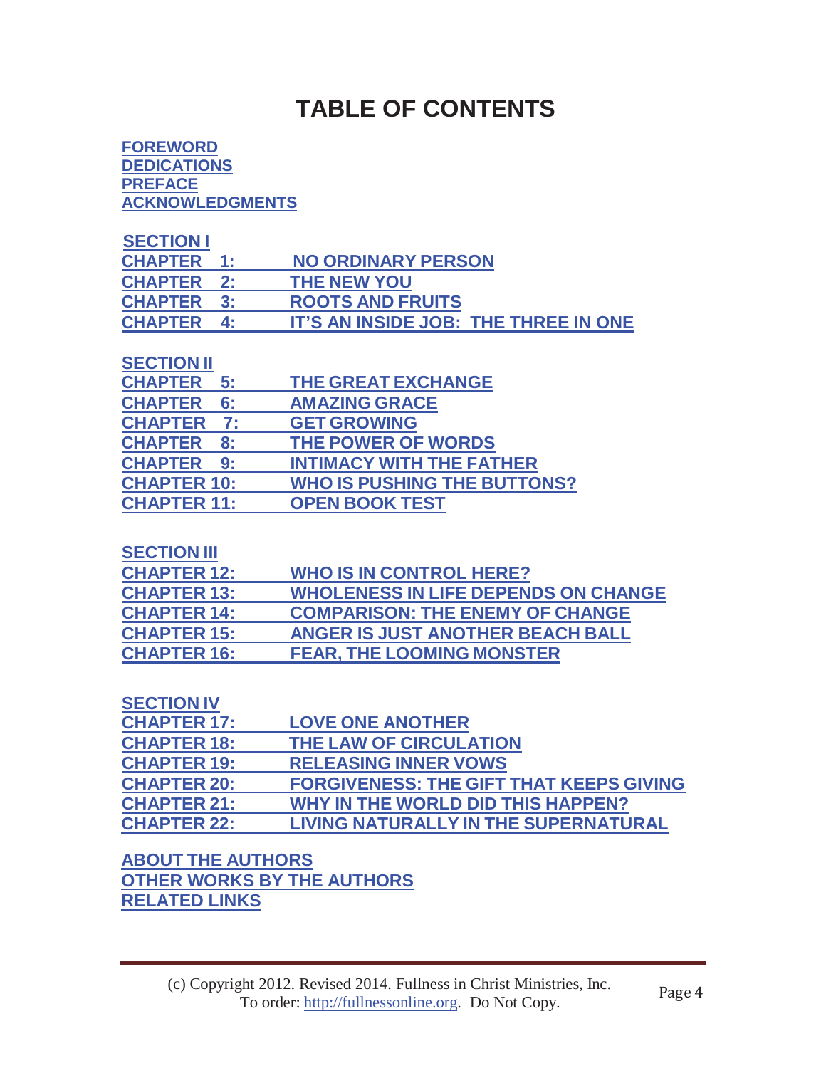# TABLE OF CONTENTS

FOREWORD
DEDICATIONS
PREFACE
ACKNOWLEDGMENTS

**SECTION I**

| | |
|---|---|
| CHAPTER 1: | NO ORDINARY PERSON |
| CHAPTER 2: | THE NEW YOU |
| CHAPTER 3: | ROOTS AND FRUITS |
| CHAPTER 4: | IT'S AN INSIDE JOB: THE THREE IN ONE |

**SECTION II**

| | |
|---|---|
| CHAPTER 5: | THE GREAT EXCHANGE |
| CHAPTER 6: | AMAZING GRACE |
| CHAPTER 7: | GET GROWING |
| CHAPTER 8: | THE POWER OF WORDS |
| CHAPTER 9: | INTIMACY WITH THE FATHER |
| CHAPTER 10: | WHO IS PUSHING THE BUTTONS? |
| CHAPTER 11: | OPEN BOOK TEST |

**SECTION III**

| | |
|---|---|
| CHAPTER 12: | WHO IS IN CONTROL HERE? |
| CHAPTER 13: | WHOLENESS IN LIFE DEPENDS ON CHANGE |
| CHAPTER 14: | COMPARISON: THE ENEMY OF CHANGE |
| CHAPTER 15: | ANGER IS JUST ANOTHER BEACH BALL |
| CHAPTER 16: | FEAR, THE LOOMING MONSTER |

**SECTION IV**

| | |
|---|---|
| CHAPTER 17: | LOVE ONE ANOTHER |
| CHAPTER 18: | THE LAW OF CIRCULATION |
| CHAPTER 19: | RELEASING INNER VOWS |
| CHAPTER 20: | FORGIVENESS: THE GIFT THAT KEEPS GIVING |
| CHAPTER 21: | WHY IN THE WORLD DID THIS HAPPEN? |
| CHAPTER 22: | LIVING NATURALLY IN THE SUPERNATURAL |

ABOUT THE AUTHORS
OTHER WORKS BY THE AUTHORS
RELATED LINKS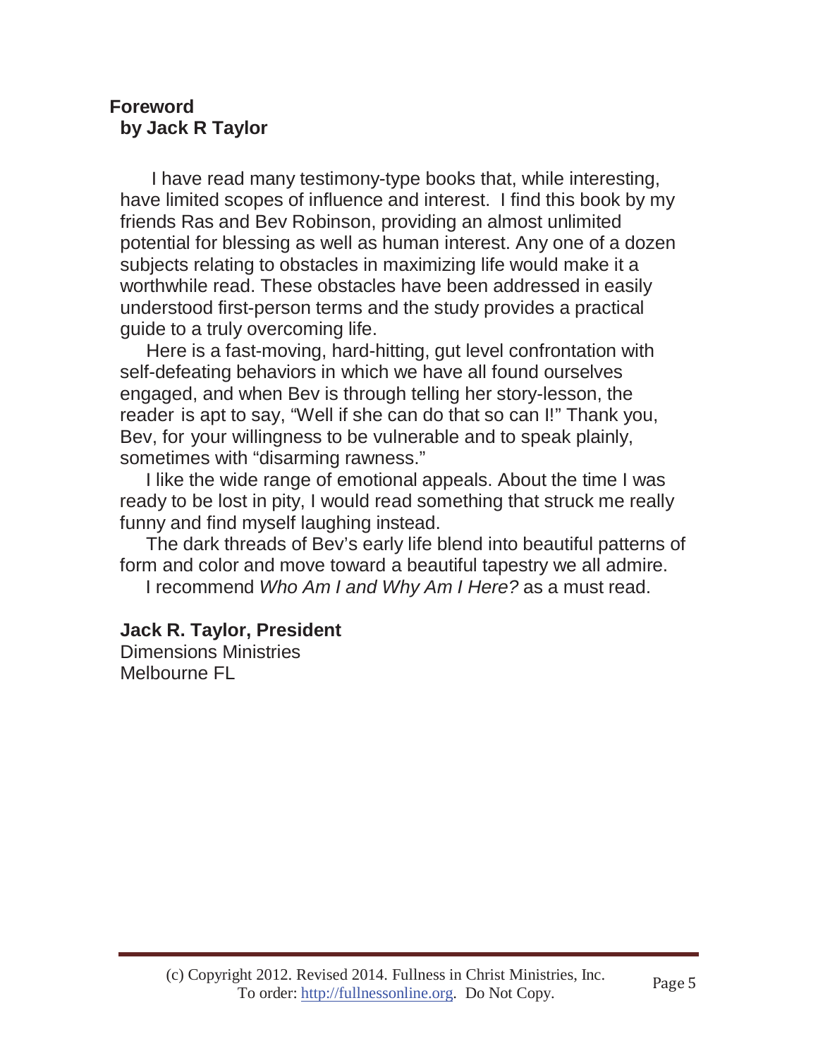## Foreword
### by Jack R Taylor

I have read many testimony-type books that, while interesting, have limited scopes of influence and interest. I find this book by my friends Ras and Bev Robinson, providing an almost unlimited potential for blessing as well as human interest. Any one of a dozen subjects relating to obstacles in maximizing life would make it a worthwhile read. These obstacles have been addressed in easily understood first-person terms and the study provides a practical guide to a truly overcoming life.

Here is a fast-moving, hard-hitting, gut level confrontation with self-defeating behaviors in which we have all found ourselves engaged, and when Bev is through telling her story-lesson, the reader is apt to say, "Well if she can do that so can I!" Thank you, Bev, for your willingness to be vulnerable and to speak plainly, sometimes with "disarming rawness."

I like the wide range of emotional appeals. About the time I was ready to be lost in pity, I would read something that struck me really funny and find myself laughing instead.

The dark threads of Bev's early life blend into beautiful patterns of form and color and move toward a beautiful tapestry we all admire.

I recommend *Who Am I and Why Am I Here?* as a must read.

**Jack R. Taylor, President**
Dimensions Ministries
Melbourne FL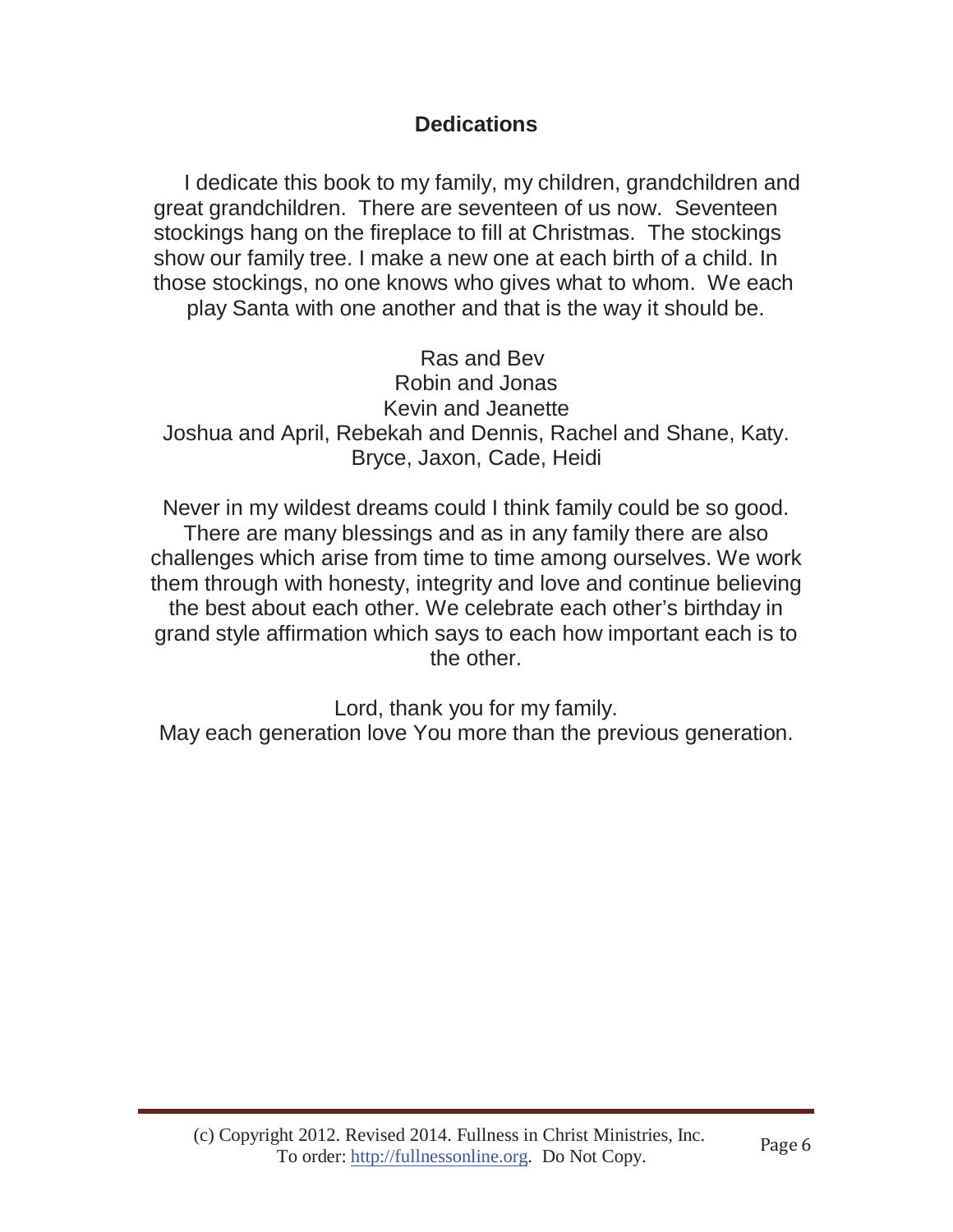## Dedications

I dedicate this book to my family, my children, grandchildren and great grandchildren. There are seventeen of us now. Seventeen stockings hang on the fireplace to fill at Christmas. The stockings show our family tree. I make a new one at each birth of a child. In those stockings, no one knows who gives what to whom. We each play Santa with one another and that is the way it should be.

Ras and Bev
Robin and Jonas
Kevin and Jeanette
Joshua and April, Rebekah and Dennis, Rachel and Shane, Katy.
Bryce, Jaxon, Cade, Heidi

Never in my wildest dreams could I think family could be so good. There are many blessings and as in any family there are also challenges which arise from time to time among ourselves. We work them through with honesty, integrity and love and continue believing the best about each other. We celebrate each other's birthday in grand style affirmation which says to each how important each is to the other.

Lord, thank you for my family.
May each generation love You more than the previous generation.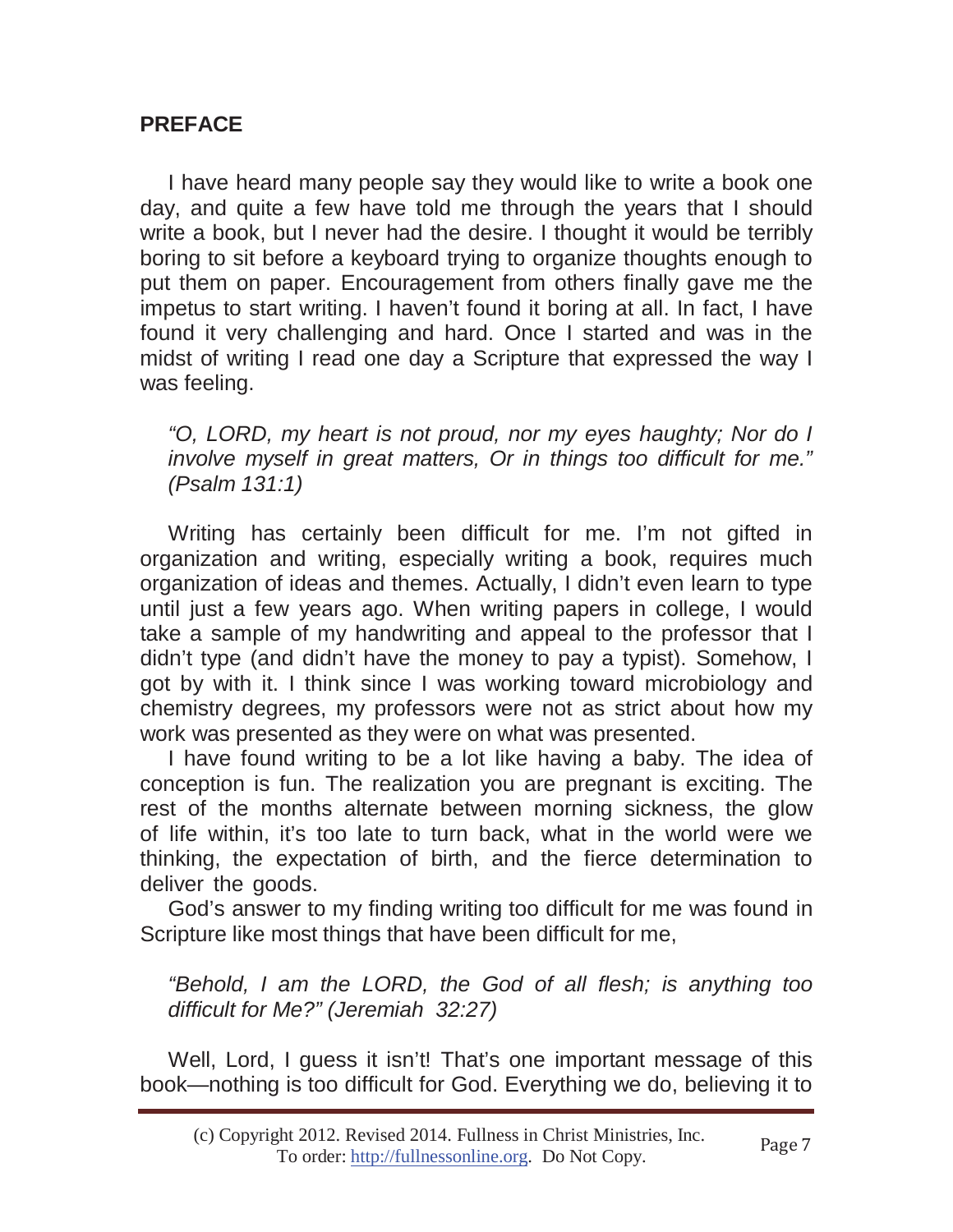## PREFACE

I have heard many people say they would like to write a book one day, and quite a few have told me through the years that I should write a book, but I never had the desire. I thought it would be terribly boring to sit before a keyboard trying to organize thoughts enough to put them on paper. Encouragement from others finally gave me the impetus to start writing. I haven't found it boring at all. In fact, I have found it very challenging and hard. Once I started and was in the midst of writing I read one day a Scripture that expressed the way I was feeling.

> *"O, LORD, my heart is not proud, nor my eyes haughty; Nor do I involve myself in great matters, Or in things too difficult for me." (Psalm 131:1)*

Writing has certainly been difficult for me. I'm not gifted in organization and writing, especially writing a book, requires much organization of ideas and themes. Actually, I didn't even learn to type until just a few years ago. When writing papers in college, I would take a sample of my handwriting and appeal to the professor that I didn't type (and didn't have the money to pay a typist). Somehow, I got by with it. I think since I was working toward microbiology and chemistry degrees, my professors were not as strict about how my work was presented as they were on what was presented.

I have found writing to be a lot like having a baby. The idea of conception is fun. The realization you are pregnant is exciting. The rest of the months alternate between morning sickness, the glow of life within, it's too late to turn back, what in the world were we thinking, the expectation of birth, and the fierce determination to deliver the goods.

God's answer to my finding writing too difficult for me was found in Scripture like most things that have been difficult for me,

> *"Behold, I am the LORD, the God of all flesh; is anything too difficult for Me?" (Jeremiah 32:27)*

Well, Lord, I guess it isn't! That's one important message of this book—nothing is too difficult for God. Everything we do, believing it to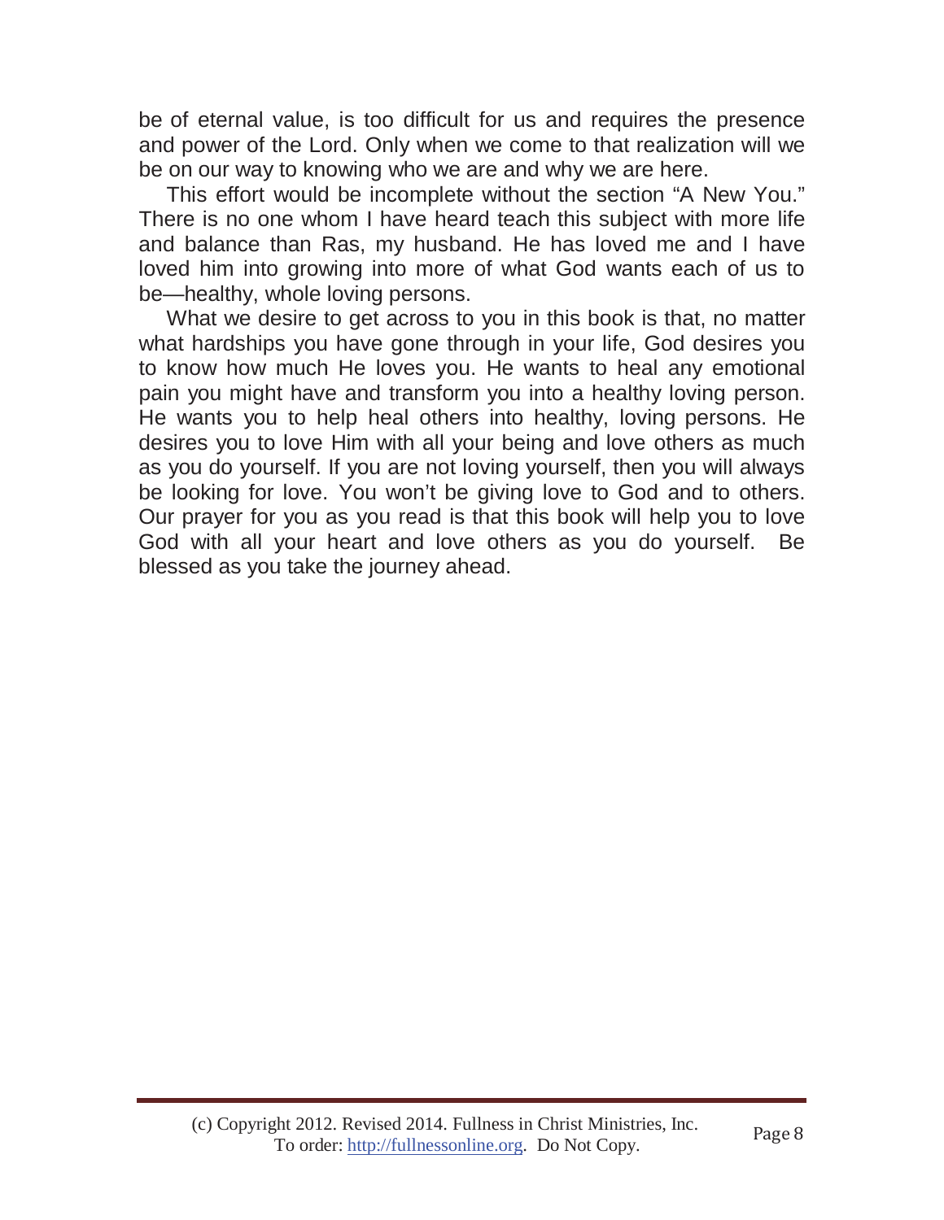be of eternal value, is too difficult for us and requires the presence and power of the Lord. Only when we come to that realization will we be on our way to knowing who we are and why we are here.

This effort would be incomplete without the section "A New You." There is no one whom I have heard teach this subject with more life and balance than Ras, my husband. He has loved me and I have loved him into growing into more of what God wants each of us to be—healthy, whole loving persons.

What we desire to get across to you in this book is that, no matter what hardships you have gone through in your life, God desires you to know how much He loves you. He wants to heal any emotional pain you might have and transform you into a healthy loving person. He wants you to help heal others into healthy, loving persons. He desires you to love Him with all your being and love others as much as you do yourself. If you are not loving yourself, then you will always be looking for love. You won't be giving love to God and to others. Our prayer for you as you read is that this book will help you to love God with all your heart and love others as you do yourself. Be blessed as you take the journey ahead.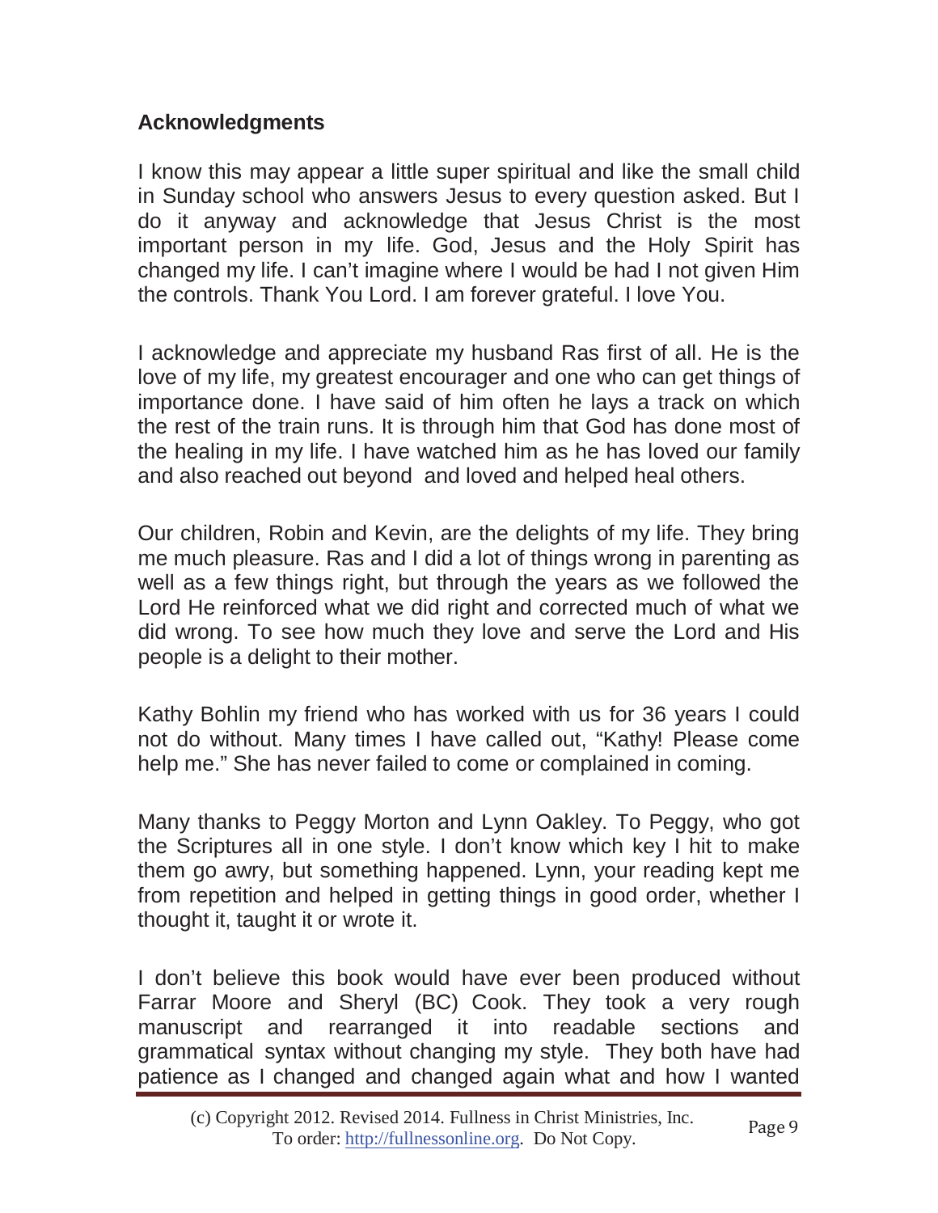## Acknowledgments

I know this may appear a little super spiritual and like the small child in Sunday school who answers Jesus to every question asked. But I do it anyway and acknowledge that Jesus Christ is the most important person in my life. God, Jesus and the Holy Spirit has changed my life. I can't imagine where I would be had I not given Him the controls. Thank You Lord. I am forever grateful. I love You.

I acknowledge and appreciate my husband Ras first of all. He is the love of my life, my greatest encourager and one who can get things of importance done. I have said of him often he lays a track on which the rest of the train runs. It is through him that God has done most of the healing in my life. I have watched him as he has loved our family and also reached out beyond and loved and helped heal others.

Our children, Robin and Kevin, are the delights of my life. They bring me much pleasure. Ras and I did a lot of things wrong in parenting as well as a few things right, but through the years as we followed the Lord He reinforced what we did right and corrected much of what we did wrong. To see how much they love and serve the Lord and His people is a delight to their mother.

Kathy Bohlin my friend who has worked with us for 36 years I could not do without. Many times I have called out, "Kathy! Please come help me." She has never failed to come or complained in coming.

Many thanks to Peggy Morton and Lynn Oakley. To Peggy, who got the Scriptures all in one style. I don't know which key I hit to make them go awry, but something happened. Lynn, your reading kept me from repetition and helped in getting things in good order, whether I thought it, taught it or wrote it.

I don't believe this book would have ever been produced without Farrar Moore and Sheryl (BC) Cook. They took a very rough manuscript and rearranged it into readable sections and grammatical syntax without changing my style. They both have had patience as I changed and changed again what and how I wanted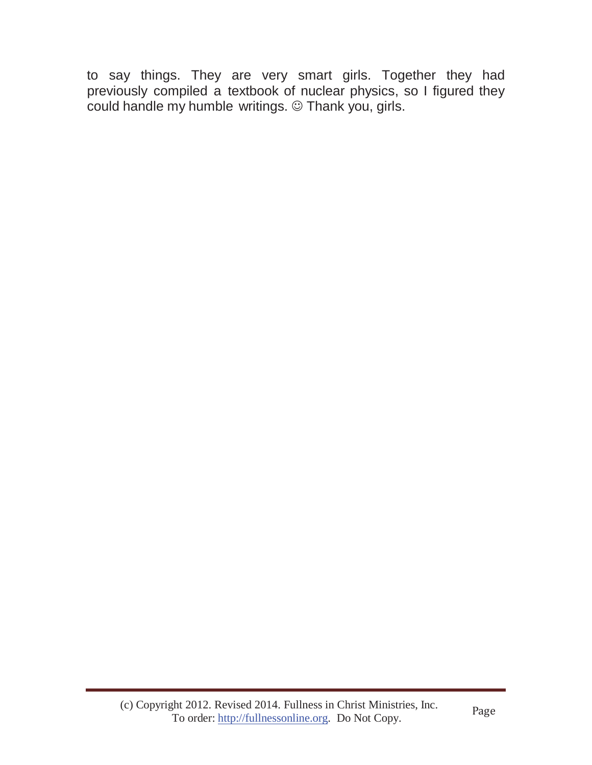to say things. They are very smart girls. Together they had previously compiled a textbook of nuclear physics, so I figured they could handle my humble writings. ☺ Thank you, girls.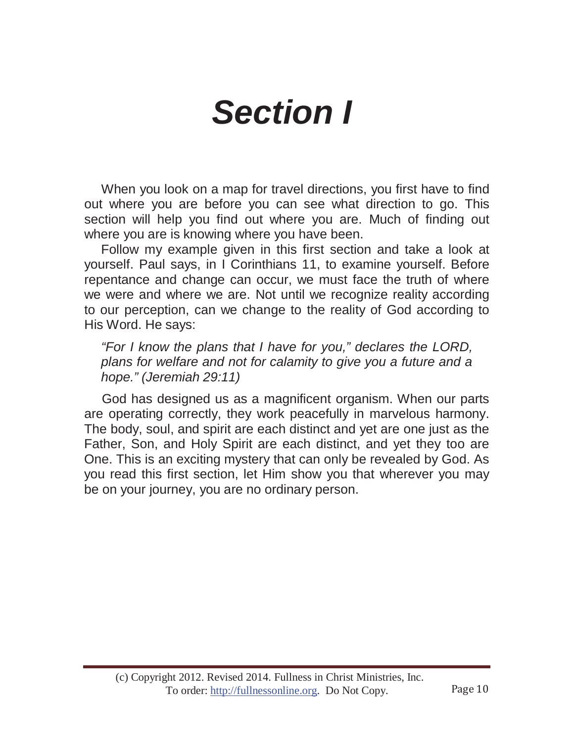# *Section I*

When you look on a map for travel directions, you first have to find out where you are before you can see what direction to go. This section will help you find out where you are. Much of finding out where you are is knowing where you have been.

Follow my example given in this first section and take a look at yourself. Paul says, in I Corinthians 11, to examine yourself. Before repentance and change can occur, we must face the truth of where we were and where we are. Not until we recognize reality according to our perception, can we change to the reality of God according to His Word. He says:

> *"For I know the plans that I have for you," declares the LORD, plans for welfare and not for calamity to give you a future and a hope." (Jeremiah 29:11)*

God has designed us as a magnificent organism. When our parts are operating correctly, they work peacefully in marvelous harmony. The body, soul, and spirit are each distinct and yet are one just as the Father, Son, and Holy Spirit are each distinct, and yet they too are One. This is an exciting mystery that can only be revealed by God. As you read this first section, let Him show you that wherever you may be on your journey, you are no ordinary person.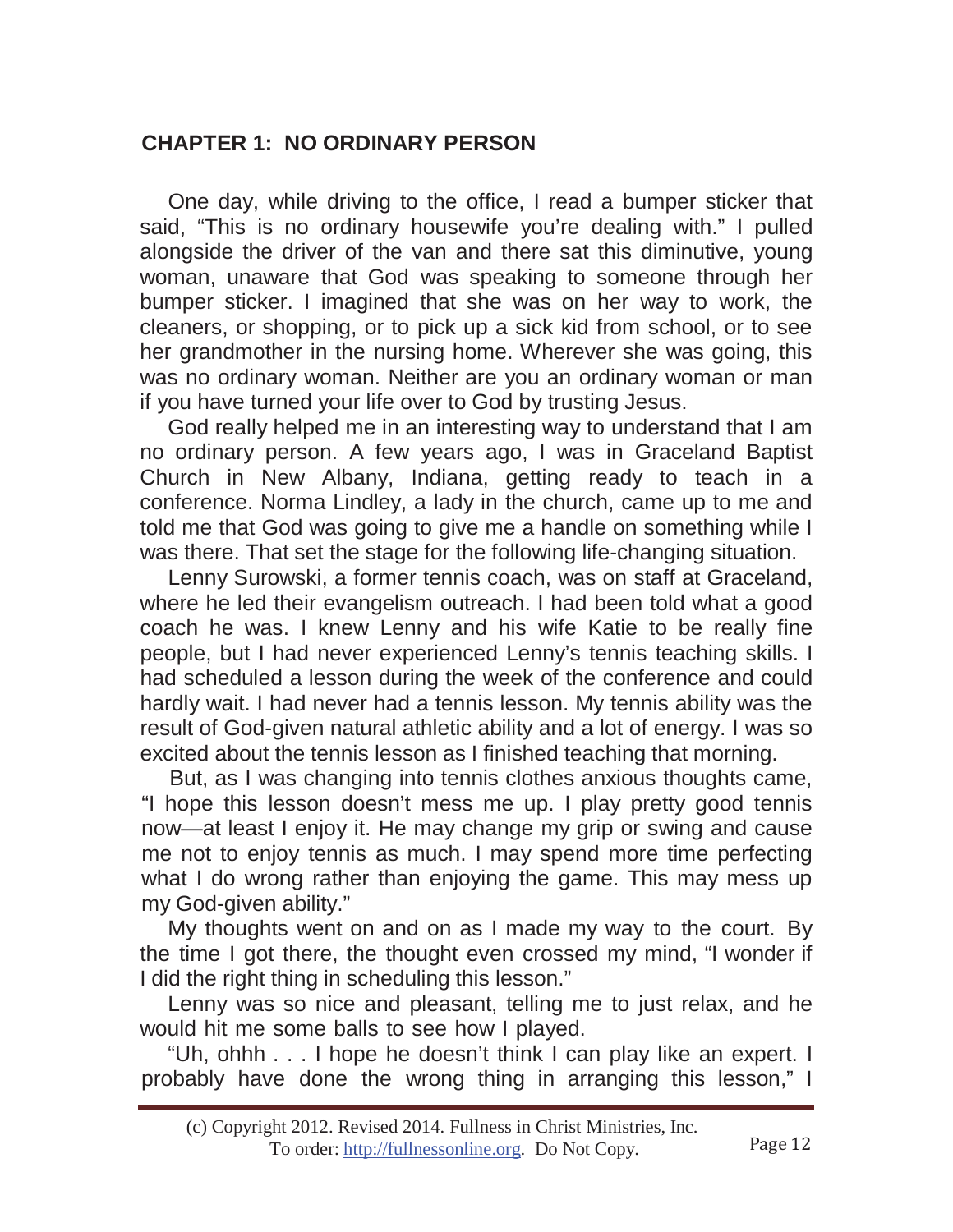## CHAPTER 1: NO ORDINARY PERSON

One day, while driving to the office, I read a bumper sticker that said, "This is no ordinary housewife you're dealing with." I pulled alongside the driver of the van and there sat this diminutive, young woman, unaware that God was speaking to someone through her bumper sticker. I imagined that she was on her way to work, the cleaners, or shopping, or to pick up a sick kid from school, or to see her grandmother in the nursing home. Wherever she was going, this was no ordinary woman. Neither are you an ordinary woman or man if you have turned your life over to God by trusting Jesus.

God really helped me in an interesting way to understand that I am no ordinary person. A few years ago, I was in Graceland Baptist Church in New Albany, Indiana, getting ready to teach in a conference. Norma Lindley, a lady in the church, came up to me and told me that God was going to give me a handle on something while I was there. That set the stage for the following life-changing situation.

Lenny Surowski, a former tennis coach, was on staff at Graceland, where he led their evangelism outreach. I had been told what a good coach he was. I knew Lenny and his wife Katie to be really fine people, but I had never experienced Lenny's tennis teaching skills. I had scheduled a lesson during the week of the conference and could hardly wait. I had never had a tennis lesson. My tennis ability was the result of God-given natural athletic ability and a lot of energy. I was so excited about the tennis lesson as I finished teaching that morning.

But, as I was changing into tennis clothes anxious thoughts came, "I hope this lesson doesn't mess me up. I play pretty good tennis now—at least I enjoy it. He may change my grip or swing and cause me not to enjoy tennis as much. I may spend more time perfecting what I do wrong rather than enjoying the game. This may mess up my God-given ability."

My thoughts went on and on as I made my way to the court. By the time I got there, the thought even crossed my mind, "I wonder if I did the right thing in scheduling this lesson."

Lenny was so nice and pleasant, telling me to just relax, and he would hit me some balls to see how I played.

"Uh, ohhh . . . I hope he doesn't think I can play like an expert. I probably have done the wrong thing in arranging this lesson," I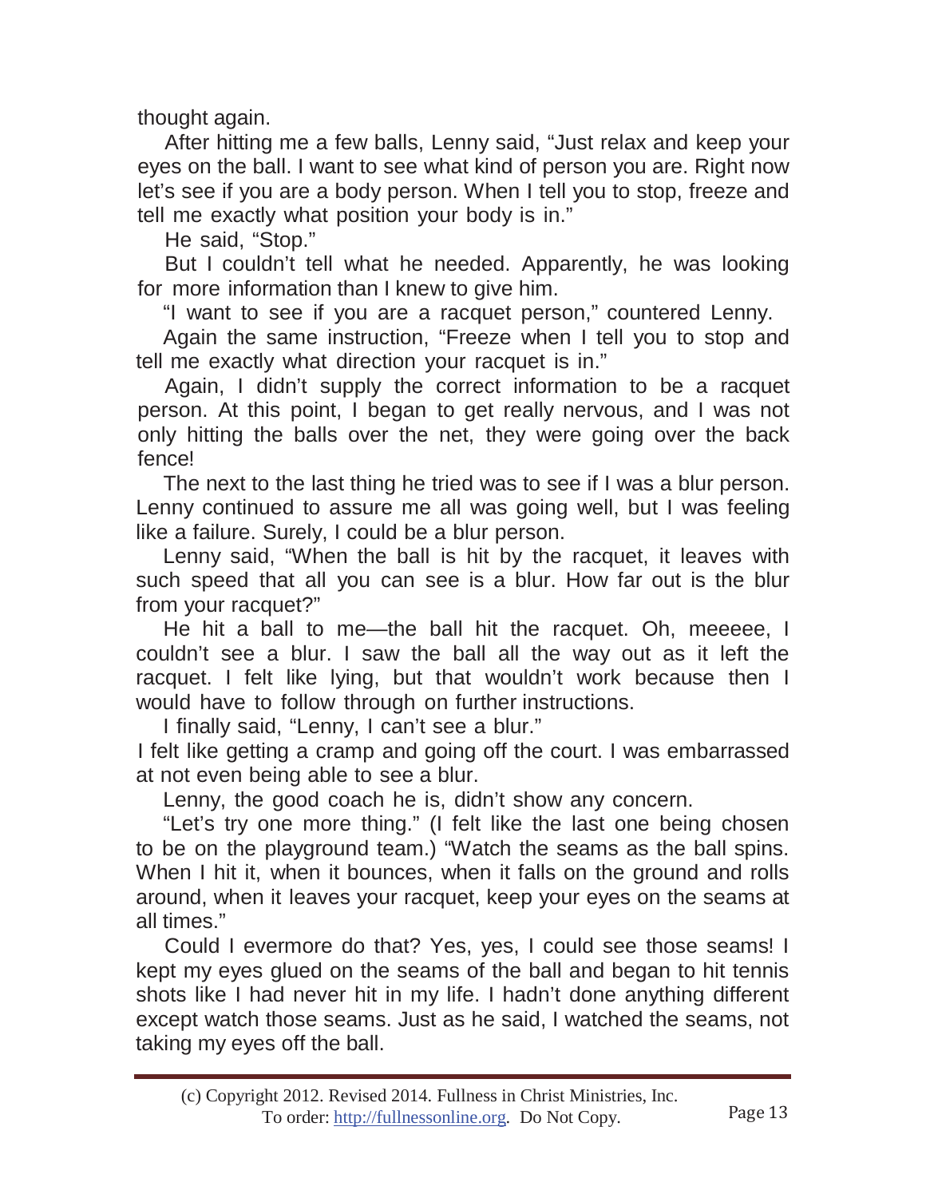thought again.

After hitting me a few balls, Lenny said, "Just relax and keep your eyes on the ball. I want to see what kind of person you are. Right now let's see if you are a body person. When I tell you to stop, freeze and tell me exactly what position your body is in."

He said, "Stop."

But I couldn't tell what he needed. Apparently, he was looking for more information than I knew to give him.

"I want to see if you are a racquet person," countered Lenny.

Again the same instruction, "Freeze when I tell you to stop and tell me exactly what direction your racquet is in."

Again, I didn't supply the correct information to be a racquet person. At this point, I began to get really nervous, and I was not only hitting the balls over the net, they were going over the back fence!

The next to the last thing he tried was to see if I was a blur person. Lenny continued to assure me all was going well, but I was feeling like a failure. Surely, I could be a blur person.

Lenny said, "When the ball is hit by the racquet, it leaves with such speed that all you can see is a blur. How far out is the blur from your racquet?"

He hit a ball to me—the ball hit the racquet. Oh, meeeee, I couldn't see a blur. I saw the ball all the way out as it left the racquet. I felt like lying, but that wouldn't work because then I would have to follow through on further instructions.

I finally said, "Lenny, I can't see a blur."

I felt like getting a cramp and going off the court. I was embarrassed at not even being able to see a blur.

Lenny, the good coach he is, didn't show any concern.

"Let's try one more thing." (I felt like the last one being chosen to be on the playground team.) "Watch the seams as the ball spins. When I hit it, when it bounces, when it falls on the ground and rolls around, when it leaves your racquet, keep your eyes on the seams at all times."

Could I evermore do that? Yes, yes, I could see those seams! I kept my eyes glued on the seams of the ball and began to hit tennis shots like I had never hit in my life. I hadn't done anything different except watch those seams. Just as he said, I watched the seams, not taking my eyes off the ball.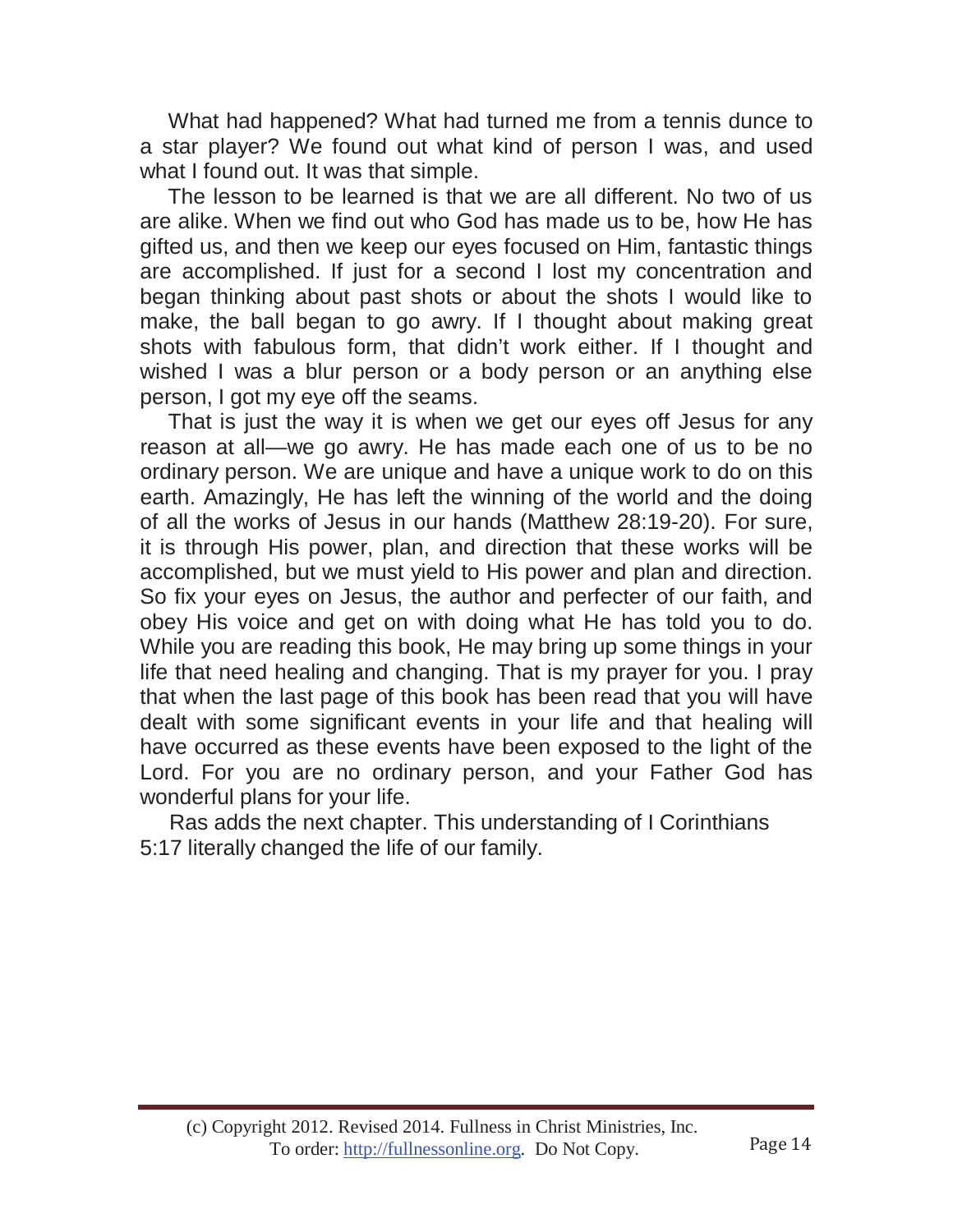What had happened? What had turned me from a tennis dunce to a star player? We found out what kind of person I was, and used what I found out. It was that simple.

The lesson to be learned is that we are all different. No two of us are alike. When we find out who God has made us to be, how He has gifted us, and then we keep our eyes focused on Him, fantastic things are accomplished. If just for a second I lost my concentration and began thinking about past shots or about the shots I would like to make, the ball began to go awry. If I thought about making great shots with fabulous form, that didn't work either. If I thought and wished I was a blur person or a body person or an anything else person, I got my eye off the seams.

That is just the way it is when we get our eyes off Jesus for any reason at all—we go awry. He has made each one of us to be no ordinary person. We are unique and have a unique work to do on this earth. Amazingly, He has left the winning of the world and the doing of all the works of Jesus in our hands (Matthew 28:19-20). For sure, it is through His power, plan, and direction that these works will be accomplished, but we must yield to His power and plan and direction. So fix your eyes on Jesus, the author and perfecter of our faith, and obey His voice and get on with doing what He has told you to do. While you are reading this book, He may bring up some things in your life that need healing and changing. That is my prayer for you. I pray that when the last page of this book has been read that you will have dealt with some significant events in your life and that healing will have occurred as these events have been exposed to the light of the Lord. For you are no ordinary person, and your Father God has wonderful plans for your life.

Ras adds the next chapter. This understanding of I Corinthians 5:17 literally changed the life of our family.